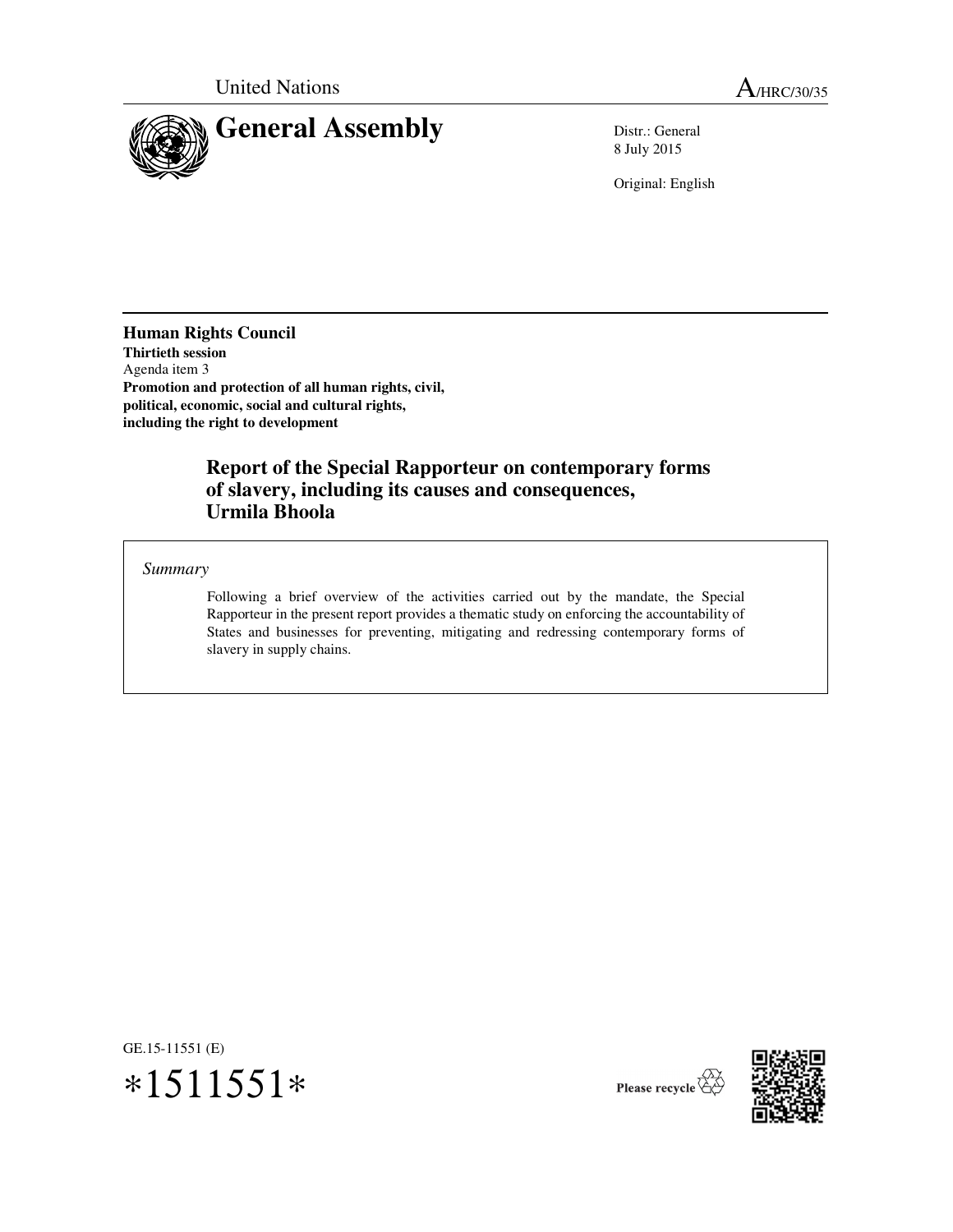United Nations A/HRC/30/35

# General Assembly

Distr.: General
8 July 2015

Original: English

**Human Rights Council**
**Thirtieth session**
Agenda item 3
**Promotion and protection of all human rights, civil, political, economic, social and cultural rights, including the right to development**

## Report of the Special Rapporteur on contemporary forms of slavery, including its causes and consequences, Urmila Bhoola

*Summary*

Following a brief overview of the activities carried out by the mandate, the Special Rapporteur in the present report provides a thematic study on enforcing the accountability of States and businesses for preventing, mitigating and redressing contemporary forms of slavery in supply chains.

GE.15-11551 (E)
*1511551*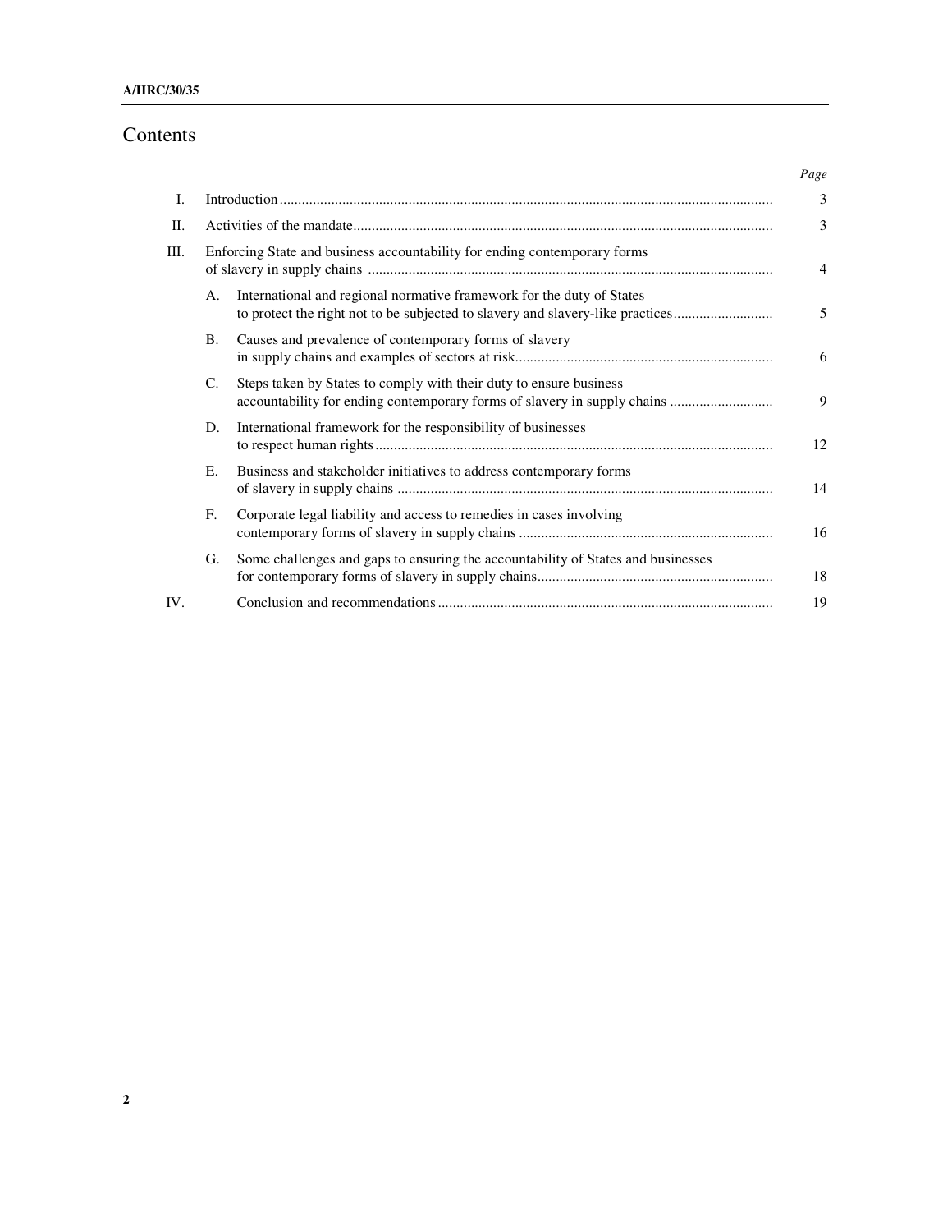# Contents

| | | | Page |
|---|---|---|---|
| I. | Introduction | | 3 |
| II. | Activities of the mandate | | 3 |
| III. | Enforcing State and business accountability for ending contemporary forms of slavery in supply chains | | 4 |
| | A. | International and regional normative framework for the duty of States to protect the right not to be subjected to slavery and slavery-like practices | 5 |
| | B. | Causes and prevalence of contemporary forms of slavery in supply chains and examples of sectors at risk | 6 |
| | C. | Steps taken by States to comply with their duty to ensure business accountability for ending contemporary forms of slavery in supply chains | 9 |
| | D. | International framework for the responsibility of businesses to respect human rights | 12 |
| | E. | Business and stakeholder initiatives to address contemporary forms of slavery in supply chains | 14 |
| | F. | Corporate legal liability and access to remedies in cases involving contemporary forms of slavery in supply chains | 16 |
| | G. | Some challenges and gaps to ensuring the accountability of States and businesses for contemporary forms of slavery in supply chains | 18 |
| IV. | | Conclusion and recommendations | 19 |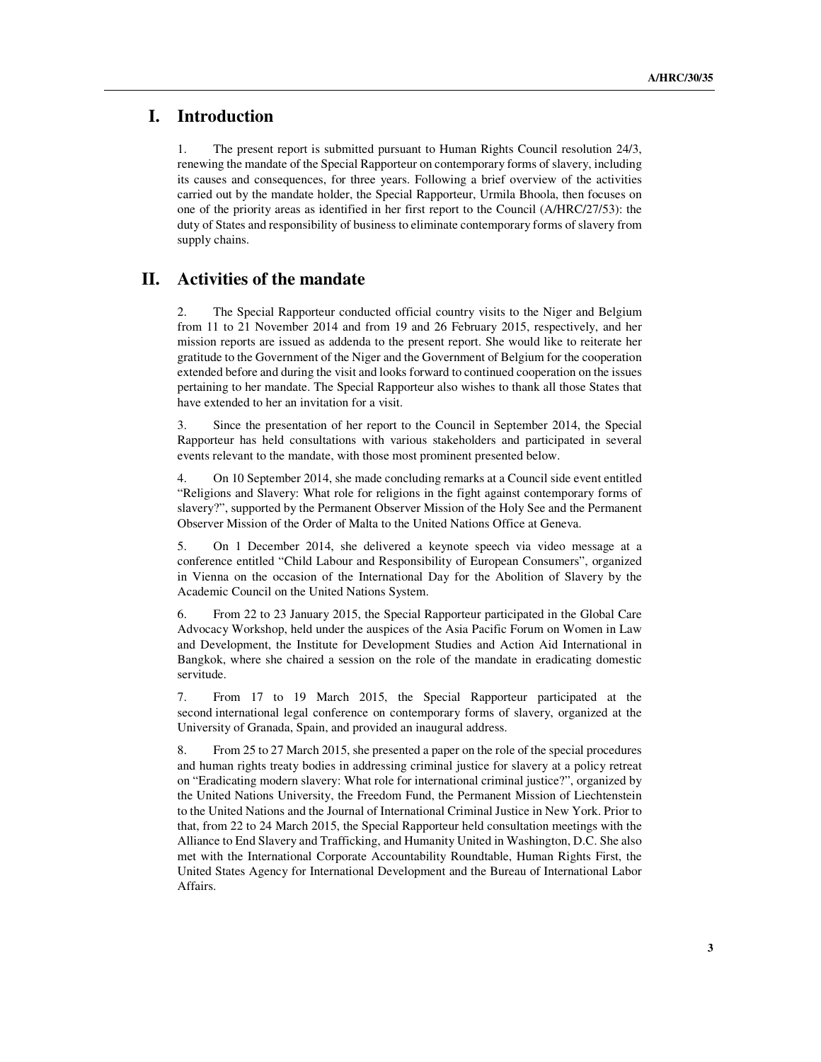# I. Introduction

1. The present report is submitted pursuant to Human Rights Council resolution 24/3, renewing the mandate of the Special Rapporteur on contemporary forms of slavery, including its causes and consequences, for three years. Following a brief overview of the activities carried out by the mandate holder, the Special Rapporteur, Urmila Bhoola, then focuses on one of the priority areas as identified in her first report to the Council (A/HRC/27/53): the duty of States and responsibility of business to eliminate contemporary forms of slavery from supply chains.

# II. Activities of the mandate

2. The Special Rapporteur conducted official country visits to the Niger and Belgium from 11 to 21 November 2014 and from 19 and 26 February 2015, respectively, and her mission reports are issued as addenda to the present report. She would like to reiterate her gratitude to the Government of the Niger and the Government of Belgium for the cooperation extended before and during the visit and looks forward to continued cooperation on the issues pertaining to her mandate. The Special Rapporteur also wishes to thank all those States that have extended to her an invitation for a visit.

3. Since the presentation of her report to the Council in September 2014, the Special Rapporteur has held consultations with various stakeholders and participated in several events relevant to the mandate, with those most prominent presented below.

4. On 10 September 2014, she made concluding remarks at a Council side event entitled "Religions and Slavery: What role for religions in the fight against contemporary forms of slavery?", supported by the Permanent Observer Mission of the Holy See and the Permanent Observer Mission of the Order of Malta to the United Nations Office at Geneva.

5. On 1 December 2014, she delivered a keynote speech via video message at a conference entitled "Child Labour and Responsibility of European Consumers", organized in Vienna on the occasion of the International Day for the Abolition of Slavery by the Academic Council on the United Nations System.

6. From 22 to 23 January 2015, the Special Rapporteur participated in the Global Care Advocacy Workshop, held under the auspices of the Asia Pacific Forum on Women in Law and Development, the Institute for Development Studies and Action Aid International in Bangkok, where she chaired a session on the role of the mandate in eradicating domestic servitude.

7. From 17 to 19 March 2015, the Special Rapporteur participated at the second international legal conference on contemporary forms of slavery, organized at the University of Granada, Spain, and provided an inaugural address.

8. From 25 to 27 March 2015, she presented a paper on the role of the special procedures and human rights treaty bodies in addressing criminal justice for slavery at a policy retreat on "Eradicating modern slavery: What role for international criminal justice?", organized by the United Nations University, the Freedom Fund, the Permanent Mission of Liechtenstein to the United Nations and the Journal of International Criminal Justice in New York. Prior to that, from 22 to 24 March 2015, the Special Rapporteur held consultation meetings with the Alliance to End Slavery and Trafficking, and Humanity United in Washington, D.C. She also met with the International Corporate Accountability Roundtable, Human Rights First, the United States Agency for International Development and the Bureau of International Labor Affairs.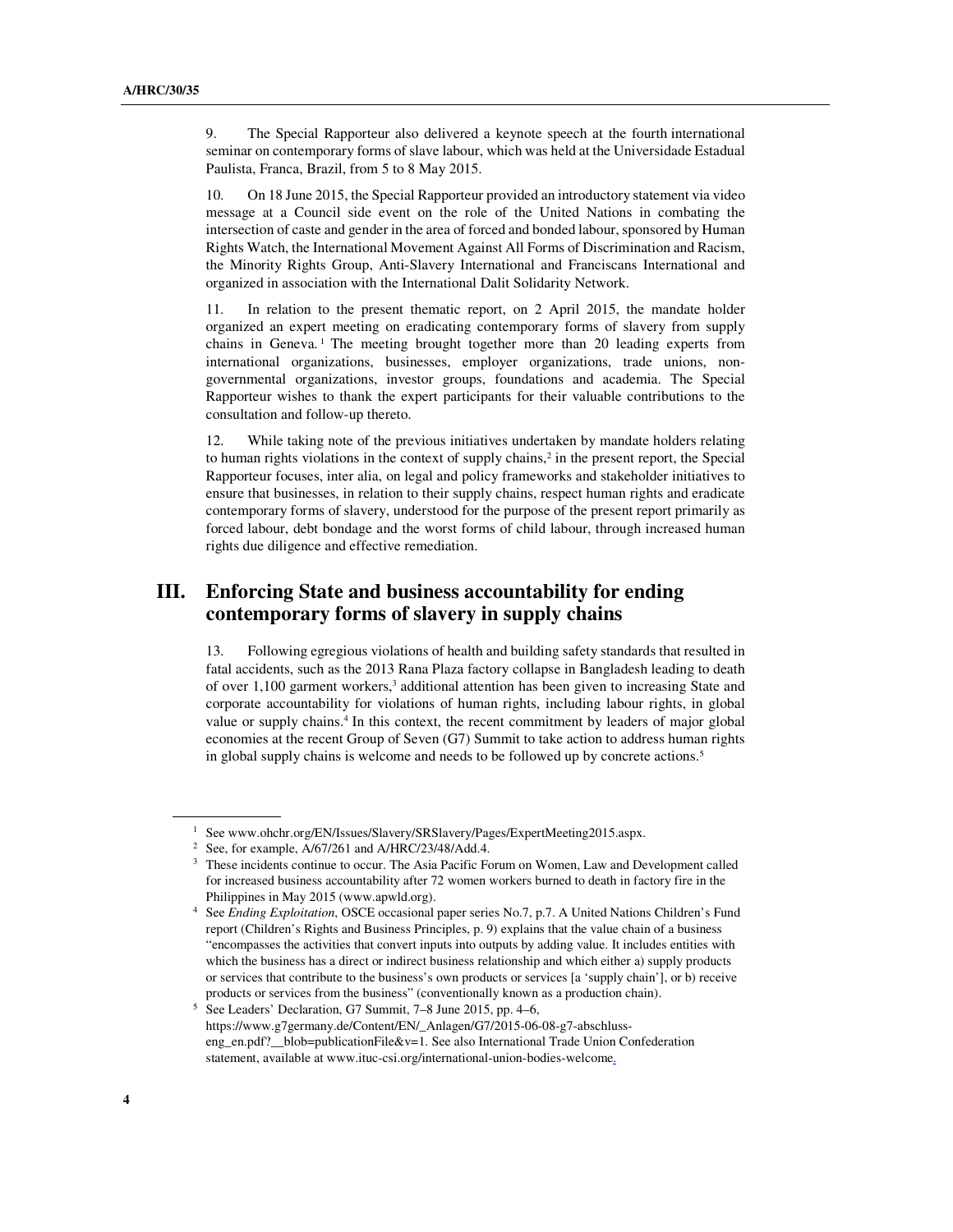9. The Special Rapporteur also delivered a keynote speech at the fourth international seminar on contemporary forms of slave labour, which was held at the Universidade Estadual Paulista, Franca, Brazil, from 5 to 8 May 2015.

10. On 18 June 2015, the Special Rapporteur provided an introductory statement via video message at a Council side event on the role of the United Nations in combating the intersection of caste and gender in the area of forced and bonded labour, sponsored by Human Rights Watch, the International Movement Against All Forms of Discrimination and Racism, the Minority Rights Group, Anti-Slavery International and Franciscans International and organized in association with the International Dalit Solidarity Network.

11. In relation to the present thematic report, on 2 April 2015, the mandate holder organized an expert meeting on eradicating contemporary forms of slavery from supply chains in Geneva.[1] The meeting brought together more than 20 leading experts from international organizations, businesses, employer organizations, trade unions, non-governmental organizations, investor groups, foundations and academia. The Special Rapporteur wishes to thank the expert participants for their valuable contributions to the consultation and follow-up thereto.

12. While taking note of the previous initiatives undertaken by mandate holders relating to human rights violations in the context of supply chains,[2] in the present report, the Special Rapporteur focuses, inter alia, on legal and policy frameworks and stakeholder initiatives to ensure that businesses, in relation to their supply chains, respect human rights and eradicate contemporary forms of slavery, understood for the purpose of the present report primarily as forced labour, debt bondage and the worst forms of child labour, through increased human rights due diligence and effective remediation.

## III. Enforcing State and business accountability for ending contemporary forms of slavery in supply chains

13. Following egregious violations of health and building safety standards that resulted in fatal accidents, such as the 2013 Rana Plaza factory collapse in Bangladesh leading to death of over 1,100 garment workers,[3] additional attention has been given to increasing State and corporate accountability for violations of human rights, including labour rights, in global value or supply chains.[4] In this context, the recent commitment by leaders of major global economies at the recent Group of Seven (G7) Summit to take action to address human rights in global supply chains is welcome and needs to be followed up by concrete actions.[5]

---

[1] See www.ohchr.org/EN/Issues/Slavery/SRSlavery/Pages/ExpertMeeting2015.aspx.

[2] See, for example, A/67/261 and A/HRC/23/48/Add.4.

[3] These incidents continue to occur. The Asia Pacific Forum on Women, Law and Development called for increased business accountability after 72 women workers burned to death in factory fire in the Philippines in May 2015 (www.apwld.org).

[4] See *Ending Exploitation*, OSCE occasional paper series No.7, p.7. A United Nations Children's Fund report (Children's Rights and Business Principles, p. 9) explains that the value chain of a business "encompasses the activities that convert inputs into outputs by adding value. It includes entities with which the business has a direct or indirect business relationship and which either a) supply products or services that contribute to the business's own products or services [a 'supply chain'], or b) receive products or services from the business" (conventionally known as a production chain).

[5] See Leaders' Declaration, G7 Summit, 7–8 June 2015, pp. 4–6, https://www.g7germany.de/Content/EN/_Anlagen/G7/2015-06-08-g7-abschluss-eng_en.pdf?__blob=publicationFile&v=1. See also International Trade Union Confederation statement, available at www.ituc-csi.org/international-union-bodies-welcome.